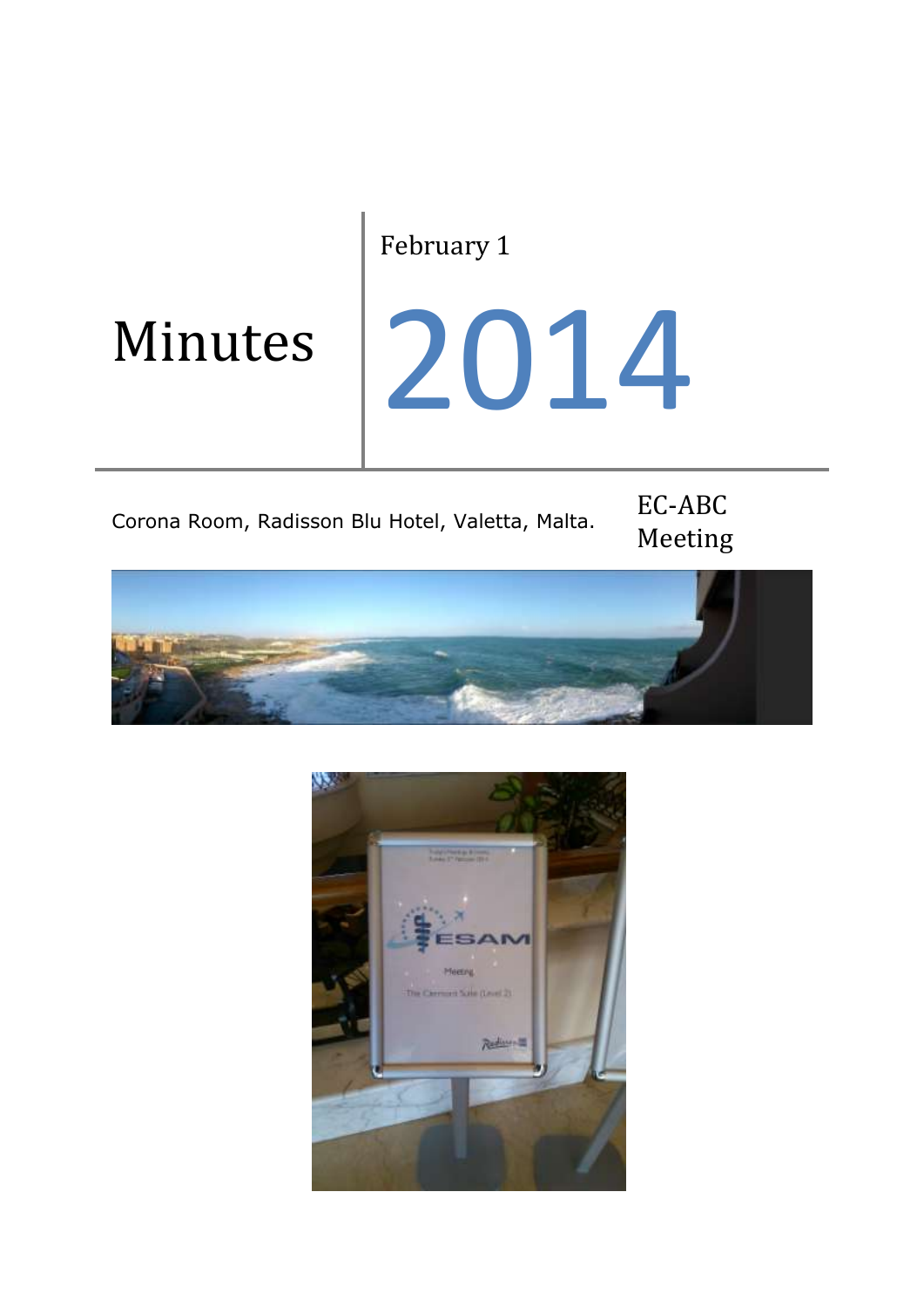# Minutes

February 1

# 2014

Corona Room, Radisson Blu Hotel, Valetta, Malta.

EC-ABC Meeting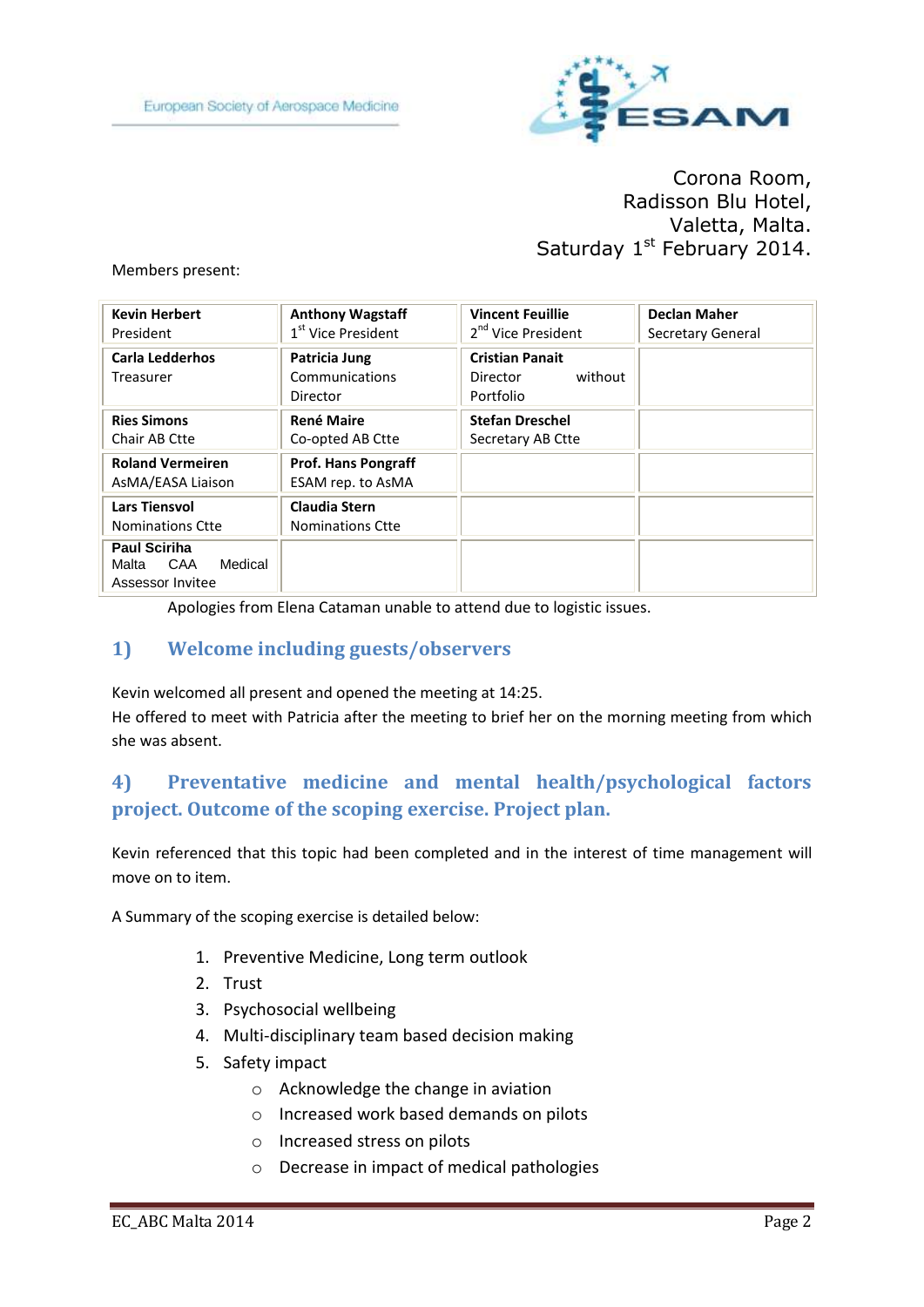European Society of Aerospace Medicine

Corona Room,
Radisson Blu Hotel,
Valetta, Malta.
Saturday 1st February 2014.

Members present:

| | | | |
|---|---|---|---|
| **Kevin Herbert** President | **Anthony Wagstaff** 1st Vice President | **Vincent Feuillie** 2nd Vice President | **Declan Maher** Secretary General |
| **Carla Ledderhos** Treasurer | **Patricia Jung** Communications Director | **Cristian Panait** Director without Portfolio | |
| **Ries Simons** Chair AB Ctte | **René Maire** Co-opted AB Ctte | **Stefan Dreschel** Secretary AB Ctte | |
| **Roland Vermeiren** AsMA/EASA Liaison | **Prof. Hans Pongraff** ESAM rep. to AsMA | | |
| **Lars Tiensvol** Nominations Ctte | **Claudia Stern** Nominations Ctte | | |
| **Paul Sciriha** Malta CAA Medical Assessor Invitee | | | |

Apologies from Elena Cataman unable to attend due to logistic issues.

## 1) Welcome including guests/observers

Kevin welcomed all present and opened the meeting at 14:25.
He offered to meet with Patricia after the meeting to brief her on the morning meeting from which she was absent.

## 4) Preventative medicine and mental health/psychological factors project. Outcome of the scoping exercise. Project plan.

Kevin referenced that this topic had been completed and in the interest of time management will move on to item.

A Summary of the scoping exercise is detailed below:

1. Preventive Medicine, Long term outlook
2. Trust
3. Psychosocial wellbeing
4. Multi-disciplinary team based decision making
5. Safety impact
   - Acknowledge the change in aviation
   - Increased work based demands on pilots
   - Increased stress on pilots
   - Decrease in impact of medical pathologies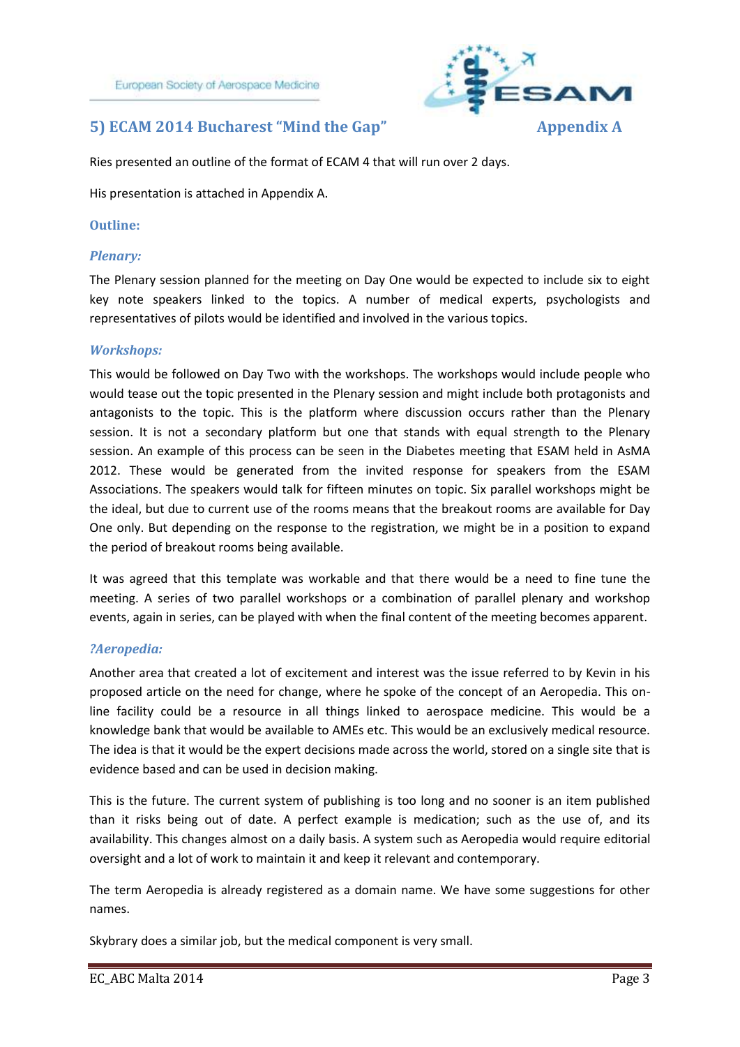## 5) ECAM 2014 Bucharest "Mind the Gap" Appendix A

Ries presented an outline of the format of ECAM 4 that will run over 2 days.

His presentation is attached in Appendix A.

### Outline:

#### *Plenary:*

The Plenary session planned for the meeting on Day One would be expected to include six to eight key note speakers linked to the topics. A number of medical experts, psychologists and representatives of pilots would be identified and involved in the various topics.

#### *Workshops:*

This would be followed on Day Two with the workshops. The workshops would include people who would tease out the topic presented in the Plenary session and might include both protagonists and antagonists to the topic. This is the platform where discussion occurs rather than the Plenary session. It is not a secondary platform but one that stands with equal strength to the Plenary session. An example of this process can be seen in the Diabetes meeting that ESAM held in AsMA 2012. These would be generated from the invited response for speakers from the ESAM Associations. The speakers would talk for fifteen minutes on topic. Six parallel workshops might be the ideal, but due to current use of the rooms means that the breakout rooms are available for Day One only. But depending on the response to the registration, we might be in a position to expand the period of breakout rooms being available.

It was agreed that this template was workable and that there would be a need to fine tune the meeting. A series of two parallel workshops or a combination of parallel plenary and workshop events, again in series, can be played with when the final content of the meeting becomes apparent.

#### *?Aeropedia:*

Another area that created a lot of excitement and interest was the issue referred to by Kevin in his proposed article on the need for change, where he spoke of the concept of an Aeropedia. This on-line facility could be a resource in all things linked to aerospace medicine. This would be a knowledge bank that would be available to AMEs etc. This would be an exclusively medical resource. The idea is that it would be the expert decisions made across the world, stored on a single site that is evidence based and can be used in decision making.

This is the future. The current system of publishing is too long and no sooner is an item published than it risks being out of date. A perfect example is medication; such as the use of, and its availability. This changes almost on a daily basis. A system such as Aeropedia would require editorial oversight and a lot of work to maintain it and keep it relevant and contemporary.

The term Aeropedia is already registered as a domain name. We have some suggestions for other names.

Skybrary does a similar job, but the medical component is very small.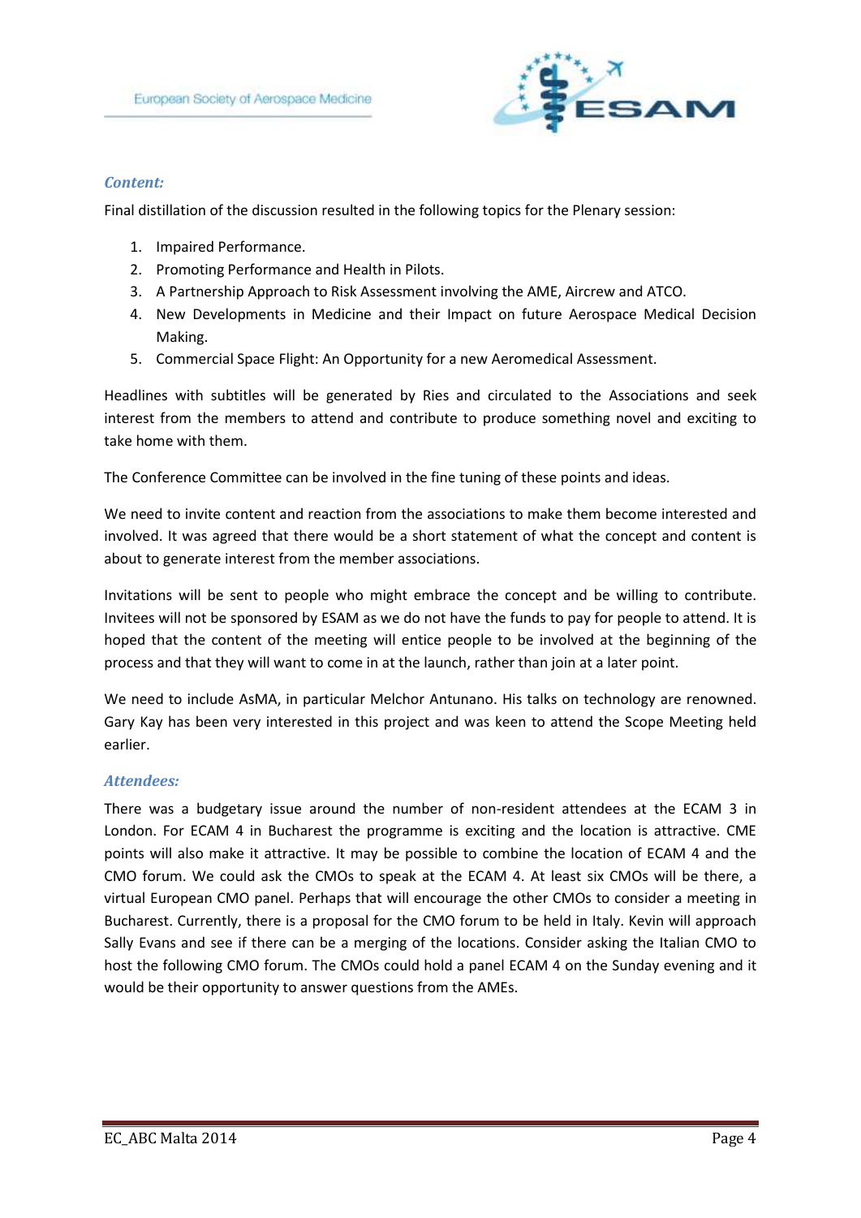### *Content:*

Final distillation of the discussion resulted in the following topics for the Plenary session:

1. Impaired Performance.
2. Promoting Performance and Health in Pilots.
3. A Partnership Approach to Risk Assessment involving the AME, Aircrew and ATCO.
4. New Developments in Medicine and their Impact on future Aerospace Medical Decision Making.
5. Commercial Space Flight: An Opportunity for a new Aeromedical Assessment.

Headlines with subtitles will be generated by Ries and circulated to the Associations and seek interest from the members to attend and contribute to produce something novel and exciting to take home with them.

The Conference Committee can be involved in the fine tuning of these points and ideas.

We need to invite content and reaction from the associations to make them become interested and involved. It was agreed that there would be a short statement of what the concept and content is about to generate interest from the member associations.

Invitations will be sent to people who might embrace the concept and be willing to contribute. Invitees will not be sponsored by ESAM as we do not have the funds to pay for people to attend. It is hoped that the content of the meeting will entice people to be involved at the beginning of the process and that they will want to come in at the launch, rather than join at a later point.

We need to include AsMA, in particular Melchor Antunano. His talks on technology are renowned. Gary Kay has been very interested in this project and was keen to attend the Scope Meeting held earlier.

### *Attendees:*

There was a budgetary issue around the number of non-resident attendees at the ECAM 3 in London. For ECAM 4 in Bucharest the programme is exciting and the location is attractive. CME points will also make it attractive. It may be possible to combine the location of ECAM 4 and the CMO forum. We could ask the CMOs to speak at the ECAM 4. At least six CMOs will be there, a virtual European CMO panel. Perhaps that will encourage the other CMOs to consider a meeting in Bucharest. Currently, there is a proposal for the CMO forum to be held in Italy. Kevin will approach Sally Evans and see if there can be a merging of the locations. Consider asking the Italian CMO to host the following CMO forum. The CMOs could hold a panel ECAM 4 on the Sunday evening and it would be their opportunity to answer questions from the AMEs.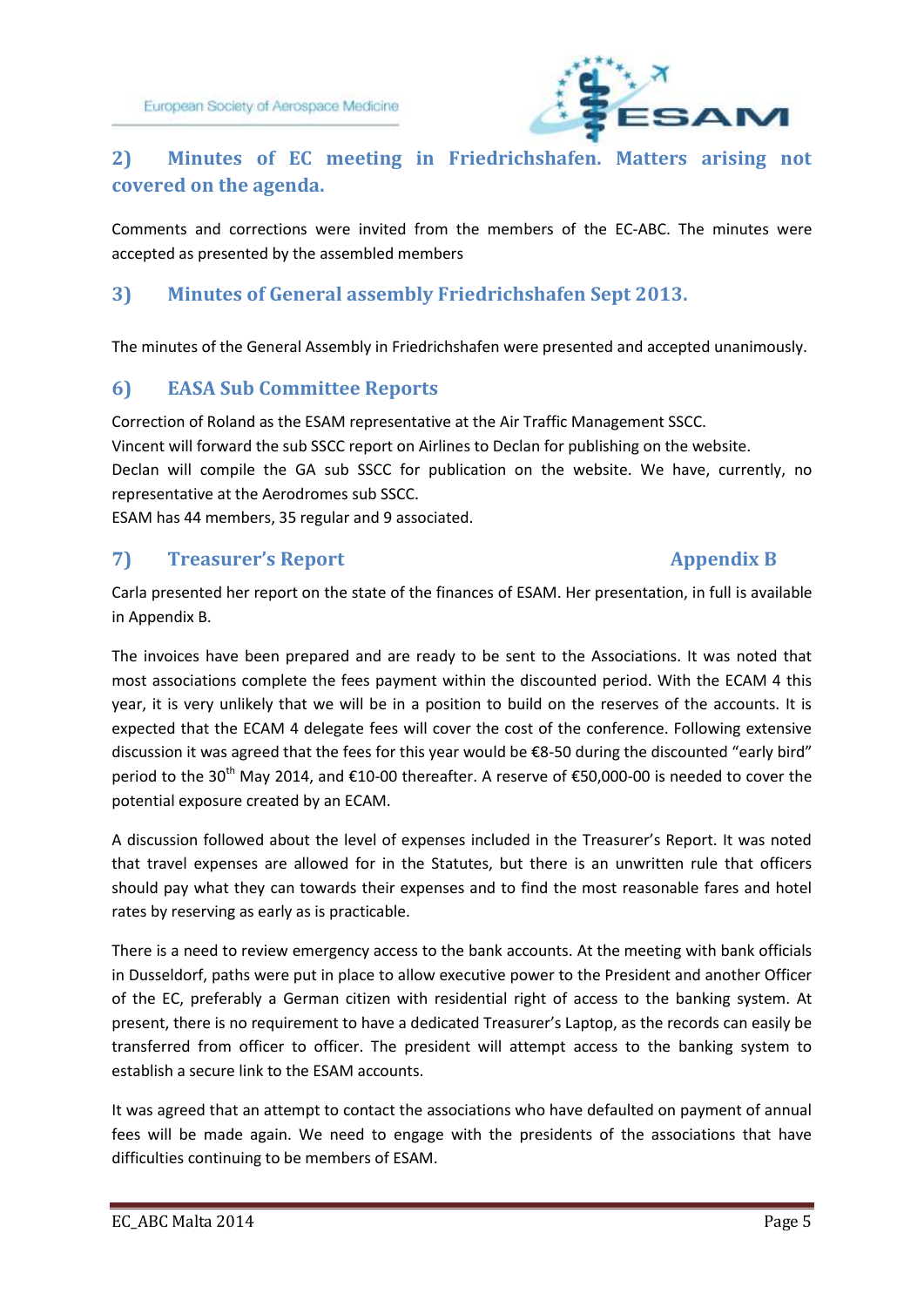## 2) Minutes of EC meeting in Friedrichshafen. Matters arising not covered on the agenda.

Comments and corrections were invited from the members of the EC-ABC. The minutes were accepted as presented by the assembled members

## 3) Minutes of General assembly Friedrichshafen Sept 2013.

The minutes of the General Assembly in Friedrichshafen were presented and accepted unanimously.

## 6) EASA Sub Committee Reports

Correction of Roland as the ESAM representative at the Air Traffic Management SSCC.
Vincent will forward the sub SSCC report on Airlines to Declan for publishing on the website.
Declan will compile the GA sub SSCC for publication on the website. We have, currently, no representative at the Aerodromes sub SSCC.
ESAM has 44 members, 35 regular and 9 associated.

## 7) Treasurer's Report — Appendix B

Carla presented her report on the state of the finances of ESAM. Her presentation, in full is available in Appendix B.

The invoices have been prepared and are ready to be sent to the Associations. It was noted that most associations complete the fees payment within the discounted period. With the ECAM 4 this year, it is very unlikely that we will be in a position to build on the reserves of the accounts. It is expected that the ECAM 4 delegate fees will cover the cost of the conference. Following extensive discussion it was agreed that the fees for this year would be €8-50 during the discounted "early bird" period to the 30th May 2014, and €10-00 thereafter. A reserve of €50,000-00 is needed to cover the potential exposure created by an ECAM.

A discussion followed about the level of expenses included in the Treasurer's Report. It was noted that travel expenses are allowed for in the Statutes, but there is an unwritten rule that officers should pay what they can towards their expenses and to find the most reasonable fares and hotel rates by reserving as early as is practicable.

There is a need to review emergency access to the bank accounts. At the meeting with bank officials in Dusseldorf, paths were put in place to allow executive power to the President and another Officer of the EC, preferably a German citizen with residential right of access to the banking system. At present, there is no requirement to have a dedicated Treasurer's Laptop, as the records can easily be transferred from officer to officer. The president will attempt access to the banking system to establish a secure link to the ESAM accounts.

It was agreed that an attempt to contact the associations who have defaulted on payment of annual fees will be made again. We need to engage with the presidents of the associations that have difficulties continuing to be members of ESAM.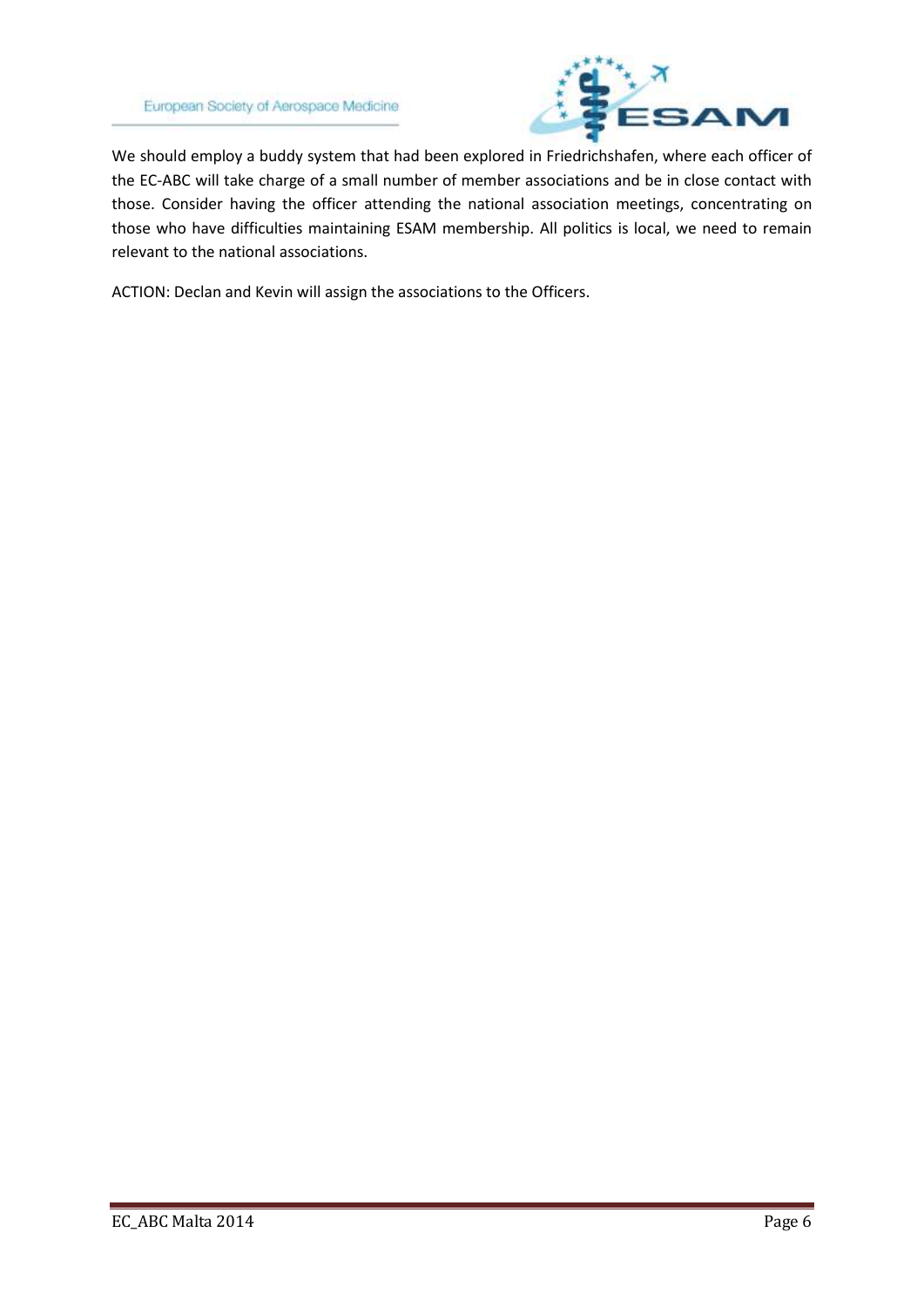We should employ a buddy system that had been explored in Friedrichshafen, where each officer of the EC-ABC will take charge of a small number of member associations and be in close contact with those. Consider having the officer attending the national association meetings, concentrating on those who have difficulties maintaining ESAM membership. All politics is local, we need to remain relevant to the national associations.

ACTION: Declan and Kevin will assign the associations to the Officers.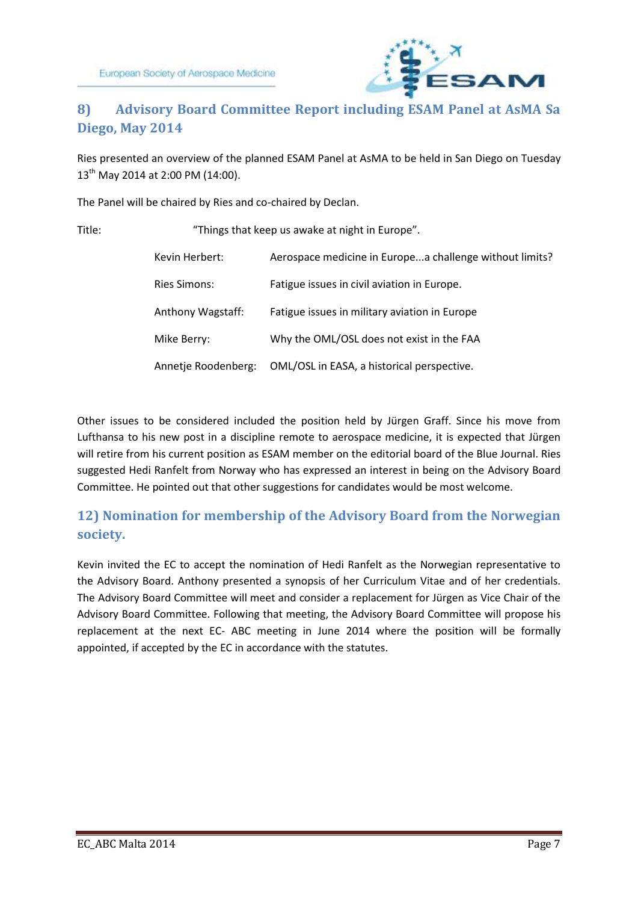## 8) Advisory Board Committee Report including ESAM Panel at AsMA Sa Diego, May 2014

Ries presented an overview of the planned ESAM Panel at AsMA to be held in San Diego on Tuesday 13th May 2014 at 2:00 PM (14:00).

The Panel will be chaired by Ries and co-chaired by Declan.

Title: "Things that keep us awake at night in Europe".

| | |
|---|---|
| Kevin Herbert: | Aerospace medicine in Europe...a challenge without limits? |
| Ries Simons: | Fatigue issues in civil aviation in Europe. |
| Anthony Wagstaff: | Fatigue issues in military aviation in Europe |
| Mike Berry: | Why the OML/OSL does not exist in the FAA |
| Annetje Roodenberg: | OML/OSL in EASA, a historical perspective. |

Other issues to be considered included the position held by Jürgen Graff. Since his move from Lufthansa to his new post in a discipline remote to aerospace medicine, it is expected that Jürgen will retire from his current position as ESAM member on the editorial board of the Blue Journal. Ries suggested Hedi Ranfelt from Norway who has expressed an interest in being on the Advisory Board Committee. He pointed out that other suggestions for candidates would be most welcome.

## 12) Nomination for membership of the Advisory Board from the Norwegian society.

Kevin invited the EC to accept the nomination of Hedi Ranfelt as the Norwegian representative to the Advisory Board. Anthony presented a synopsis of her Curriculum Vitae and of her credentials. The Advisory Board Committee will meet and consider a replacement for Jürgen as Vice Chair of the Advisory Board Committee. Following that meeting, the Advisory Board Committee will propose his replacement at the next EC- ABC meeting in June 2014 where the position will be formally appointed, if accepted by the EC in accordance with the statutes.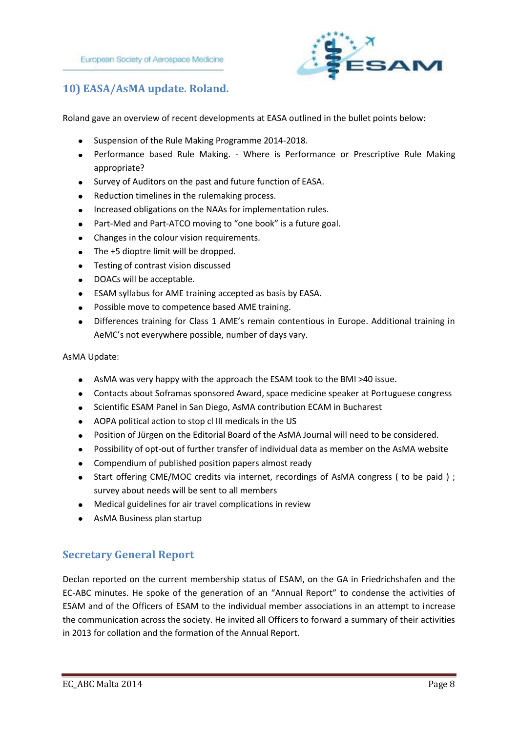## 10) EASA/AsMA update. Roland.

Roland gave an overview of recent developments at EASA outlined in the bullet points below:

- Suspension of the Rule Making Programme 2014-2018.
- Performance based Rule Making. - Where is Performance or Prescriptive Rule Making appropriate?
- Survey of Auditors on the past and future function of EASA.
- Reduction timelines in the rulemaking process.
- Increased obligations on the NAAs for implementation rules.
- Part-Med and Part-ATCO moving to "one book" is a future goal.
- Changes in the colour vision requirements.
- The +5 dioptre limit will be dropped.
- Testing of contrast vision discussed
- DOACs will be acceptable.
- ESAM syllabus for AME training accepted as basis by EASA.
- Possible move to competence based AME training.
- Differences training for Class 1 AME's remain contentious in Europe. Additional training in AeMC's not everywhere possible, number of days vary.

AsMA Update:

- AsMA was very happy with the approach the ESAM took to the BMI >40 issue.
- Contacts about Soframas sponsored Award, space medicine speaker at Portuguese congress
- Scientific ESAM Panel in San Diego, AsMA contribution ECAM in Bucharest
- AOPA political action to stop cl III medicals in the US
- Position of Jürgen on the Editorial Board of the AsMA Journal will need to be considered.
- Possibility of opt-out of further transfer of individual data as member on the AsMA website
- Compendium of published position papers almost ready
- Start offering CME/MOC credits via internet, recordings of AsMA congress ( to be paid ) ; survey about needs will be sent to all members
- Medical guidelines for air travel complications in review
- AsMA Business plan startup

## Secretary General Report

Declan reported on the current membership status of ESAM, on the GA in Friedrichshafen and the EC-ABC minutes. He spoke of the generation of an "Annual Report" to condense the activities of ESAM and of the Officers of ESAM to the individual member associations in an attempt to increase the communication across the society. He invited all Officers to forward a summary of their activities in 2013 for collation and the formation of the Annual Report.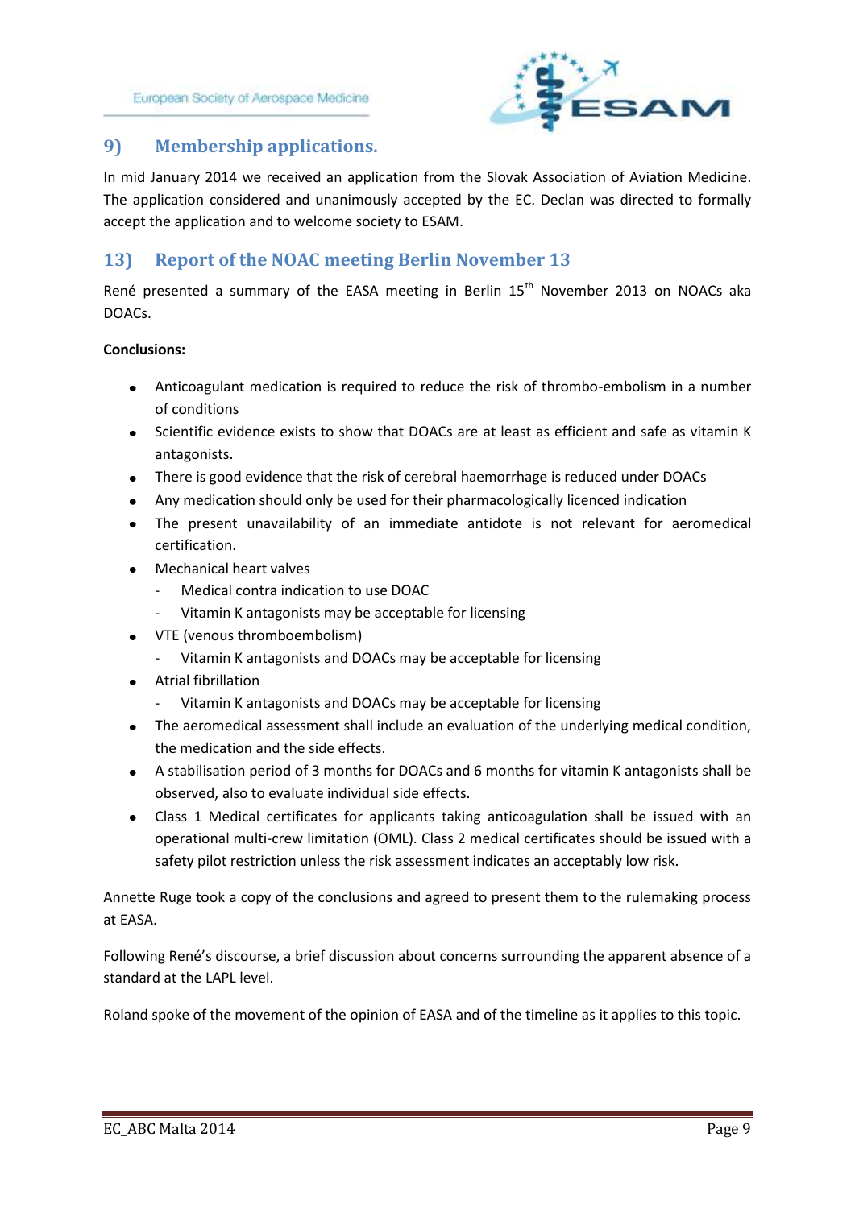## 9) Membership applications.

In mid January 2014 we received an application from the Slovak Association of Aviation Medicine. The application considered and unanimously accepted by the EC. Declan was directed to formally accept the application and to welcome society to ESAM.

## 13) Report of the NOAC meeting Berlin November 13

René presented a summary of the EASA meeting in Berlin 15th November 2013 on NOACs aka DOACs.

**Conclusions:**

- Anticoagulant medication is required to reduce the risk of thrombo-embolism in a number of conditions
- Scientific evidence exists to show that DOACs are at least as efficient and safe as vitamin K antagonists.
- There is good evidence that the risk of cerebral haemorrhage is reduced under DOACs
- Any medication should only be used for their pharmacologically licenced indication
- The present unavailability of an immediate antidote is not relevant for aeromedical certification.
- Mechanical heart valves
  - Medical contra indication to use DOAC
  - Vitamin K antagonists may be acceptable for licensing
- VTE (venous thromboembolism)
  - Vitamin K antagonists and DOACs may be acceptable for licensing
- Atrial fibrillation
  - Vitamin K antagonists and DOACs may be acceptable for licensing
- The aeromedical assessment shall include an evaluation of the underlying medical condition, the medication and the side effects.
- A stabilisation period of 3 months for DOACs and 6 months for vitamin K antagonists shall be observed, also to evaluate individual side effects.
- Class 1 Medical certificates for applicants taking anticoagulation shall be issued with an operational multi-crew limitation (OML). Class 2 medical certificates should be issued with a safety pilot restriction unless the risk assessment indicates an acceptably low risk.

Annette Ruge took a copy of the conclusions and agreed to present them to the rulemaking process at EASA.

Following René's discourse, a brief discussion about concerns surrounding the apparent absence of a standard at the LAPL level.

Roland spoke of the movement of the opinion of EASA and of the timeline as it applies to this topic.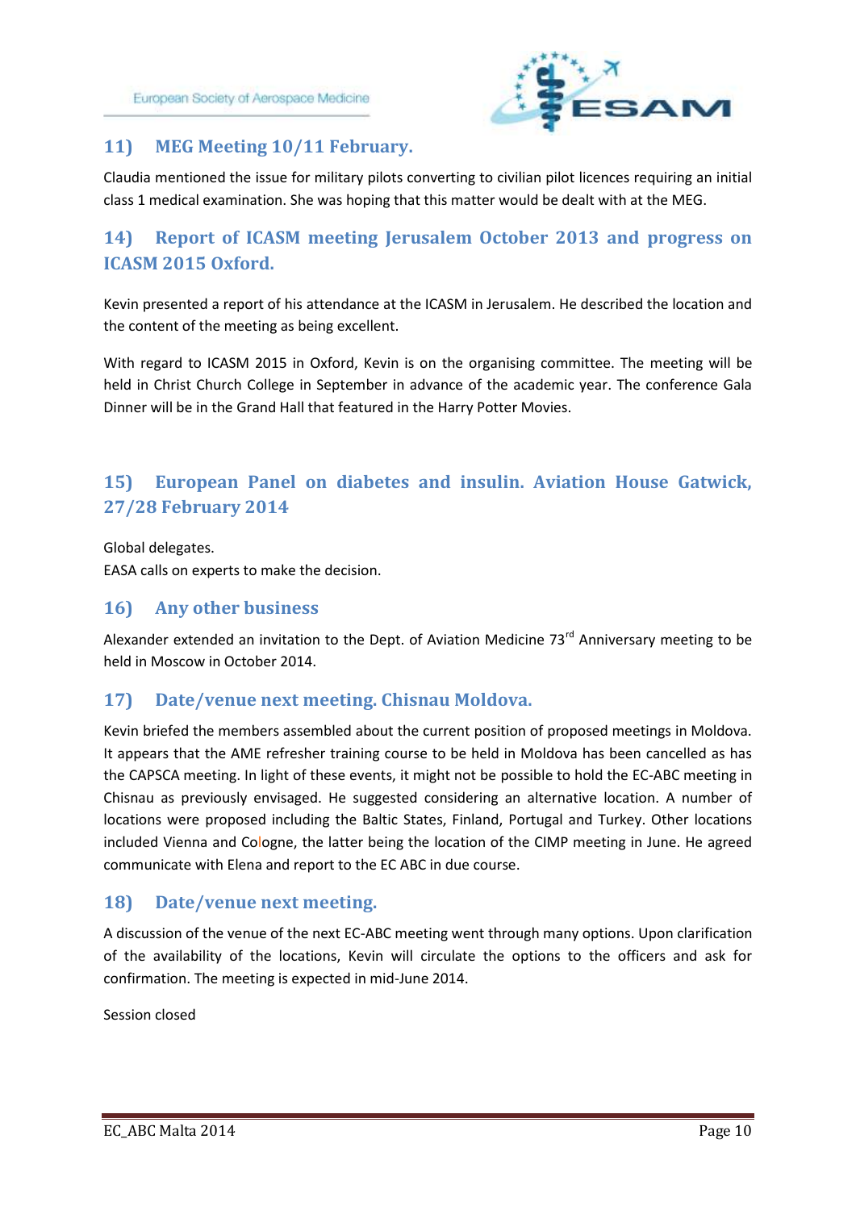## 11) MEG Meeting 10/11 February.

Claudia mentioned the issue for military pilots converting to civilian pilot licences requiring an initial class 1 medical examination. She was hoping that this matter would be dealt with at the MEG.

## 14) Report of ICASM meeting Jerusalem October 2013 and progress on ICASM 2015 Oxford.

Kevin presented a report of his attendance at the ICASM in Jerusalem. He described the location and the content of the meeting as being excellent.

With regard to ICASM 2015 in Oxford, Kevin is on the organising committee. The meeting will be held in Christ Church College in September in advance of the academic year. The conference Gala Dinner will be in the Grand Hall that featured in the Harry Potter Movies.

## 15) European Panel on diabetes and insulin. Aviation House Gatwick, 27/28 February 2014

Global delegates.
EASA calls on experts to make the decision.

## 16) Any other business

Alexander extended an invitation to the Dept. of Aviation Medicine 73rd Anniversary meeting to be held in Moscow in October 2014.

## 17) Date/venue next meeting. Chisnau Moldova.

Kevin briefed the members assembled about the current position of proposed meetings in Moldova. It appears that the AME refresher training course to be held in Moldova has been cancelled as has the CAPSCA meeting. In light of these events, it might not be possible to hold the EC-ABC meeting in Chisnau as previously envisaged. He suggested considering an alternative location. A number of locations were proposed including the Baltic States, Finland, Portugal and Turkey. Other locations included Vienna and Cologne, the latter being the location of the CIMP meeting in June. He agreed communicate with Elena and report to the EC ABC in due course.

## 18) Date/venue next meeting.

A discussion of the venue of the next EC-ABC meeting went through many options. Upon clarification of the availability of the locations, Kevin will circulate the options to the officers and ask for confirmation. The meeting is expected in mid-June 2014.

Session closed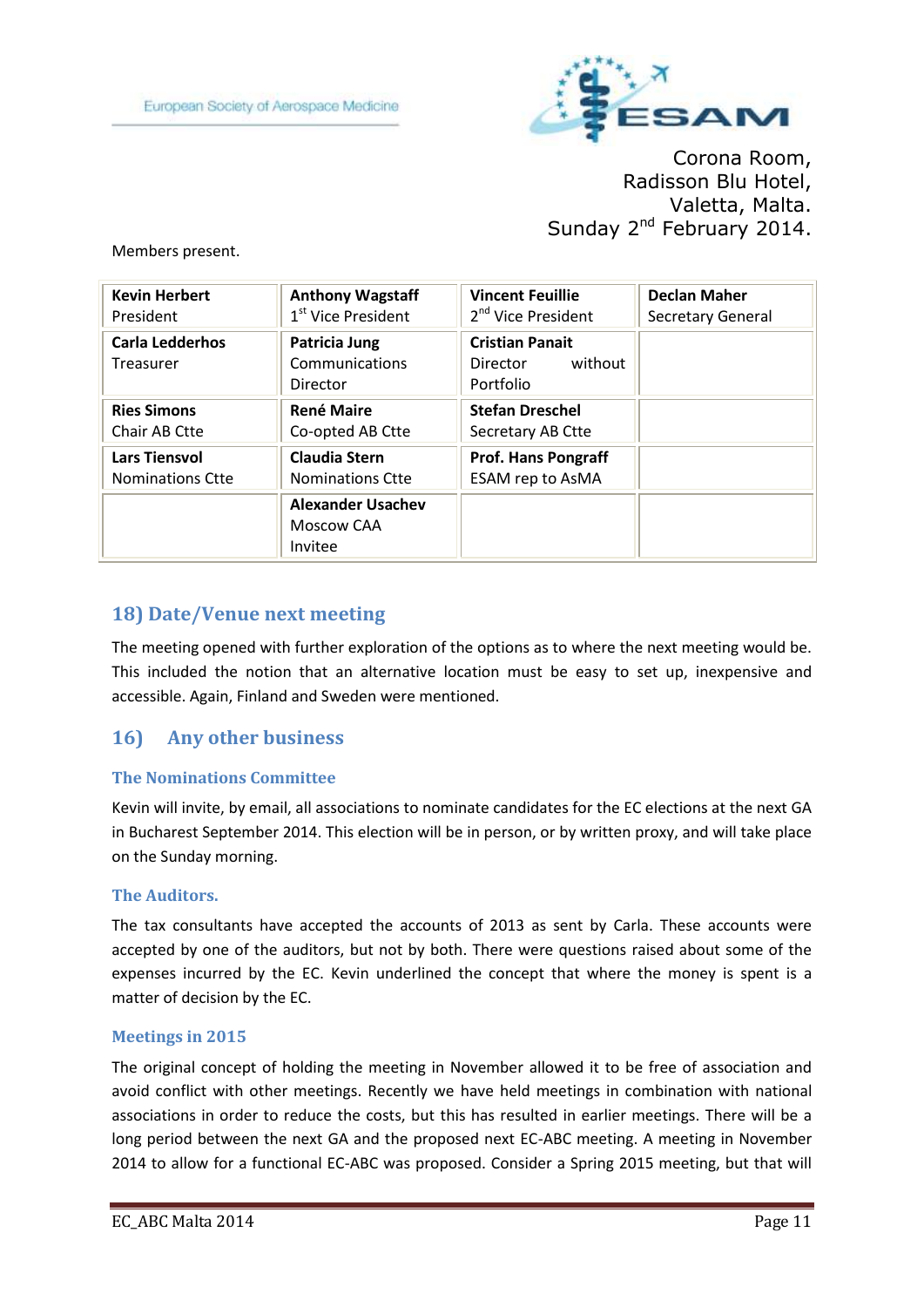European Society of Aerospace Medicine

Corona Room,
Radisson Blu Hotel,
Valetta, Malta.
Sunday 2nd February 2014.

Members present.

| | | | |
|---|---|---|---|
| **Kevin Herbert** President | **Anthony Wagstaff** 1st Vice President | **Vincent Feuillie** 2nd Vice President | **Declan Maher** Secretary General |
| **Carla Ledderhos** Treasurer | **Patricia Jung** Communications Director | **Cristian Panait** Director without Portfolio | |
| **Ries Simons** Chair AB Ctte | **René Maire** Co-opted AB Ctte | **Stefan Dreschel** Secretary AB Ctte | |
| **Lars Tiensvol** Nominations Ctte | **Claudia Stern** Nominations Ctte | **Prof. Hans Pongraff** ESAM rep to AsMA | |
| | **Alexander Usachev** Moscow CAA Invitee | | |

## 18) Date/Venue next meeting

The meeting opened with further exploration of the options as to where the next meeting would be. This included the notion that an alternative location must be easy to set up, inexpensive and accessible. Again, Finland and Sweden were mentioned.

## 16) Any other business

### The Nominations Committee

Kevin will invite, by email, all associations to nominate candidates for the EC elections at the next GA in Bucharest September 2014. This election will be in person, or by written proxy, and will take place on the Sunday morning.

### The Auditors.

The tax consultants have accepted the accounts of 2013 as sent by Carla. These accounts were accepted by one of the auditors, but not by both. There were questions raised about some of the expenses incurred by the EC. Kevin underlined the concept that where the money is spent is a matter of decision by the EC.

### Meetings in 2015

The original concept of holding the meeting in November allowed it to be free of association and avoid conflict with other meetings. Recently we have held meetings in combination with national associations in order to reduce the costs, but this has resulted in earlier meetings. There will be a long period between the next GA and the proposed next EC-ABC meeting. A meeting in November 2014 to allow for a functional EC-ABC was proposed. Consider a Spring 2015 meeting, but that will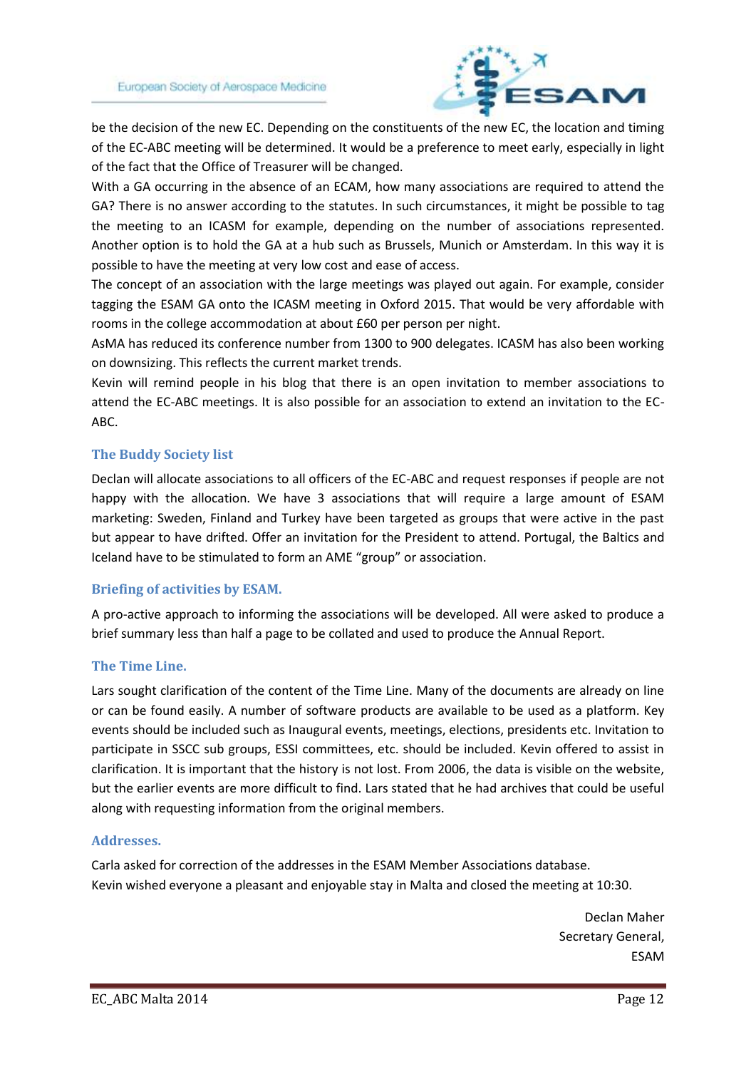be the decision of the new EC. Depending on the constituents of the new EC, the location and timing of the EC-ABC meeting will be determined. It would be a preference to meet early, especially in light of the fact that the Office of Treasurer will be changed.

With a GA occurring in the absence of an ECAM, how many associations are required to attend the GA? There is no answer according to the statutes. In such circumstances, it might be possible to tag the meeting to an ICASM for example, depending on the number of associations represented. Another option is to hold the GA at a hub such as Brussels, Munich or Amsterdam. In this way it is possible to have the meeting at very low cost and ease of access.

The concept of an association with the large meetings was played out again. For example, consider tagging the ESAM GA onto the ICASM meeting in Oxford 2015. That would be very affordable with rooms in the college accommodation at about £60 per person per night.

AsMA has reduced its conference number from 1300 to 900 delegates. ICASM has also been working on downsizing. This reflects the current market trends.

Kevin will remind people in his blog that there is an open invitation to member associations to attend the EC-ABC meetings. It is also possible for an association to extend an invitation to the EC-ABC.

### The Buddy Society list

Declan will allocate associations to all officers of the EC-ABC and request responses if people are not happy with the allocation. We have 3 associations that will require a large amount of ESAM marketing: Sweden, Finland and Turkey have been targeted as groups that were active in the past but appear to have drifted. Offer an invitation for the President to attend. Portugal, the Baltics and Iceland have to be stimulated to form an AME "group" or association.

### Briefing of activities by ESAM.

A pro-active approach to informing the associations will be developed. All were asked to produce a brief summary less than half a page to be collated and used to produce the Annual Report.

### The Time Line.

Lars sought clarification of the content of the Time Line. Many of the documents are already on line or can be found easily. A number of software products are available to be used as a platform. Key events should be included such as Inaugural events, meetings, elections, presidents etc. Invitation to participate in SSCC sub groups, ESSI committees, etc. should be included. Kevin offered to assist in clarification. It is important that the history is not lost. From 2006, the data is visible on the website, but the earlier events are more difficult to find. Lars stated that he had archives that could be useful along with requesting information from the original members.

### Addresses.

Carla asked for correction of the addresses in the ESAM Member Associations database.

Kevin wished everyone a pleasant and enjoyable stay in Malta and closed the meeting at 10:30.

Declan Maher
Secretary General,
ESAM